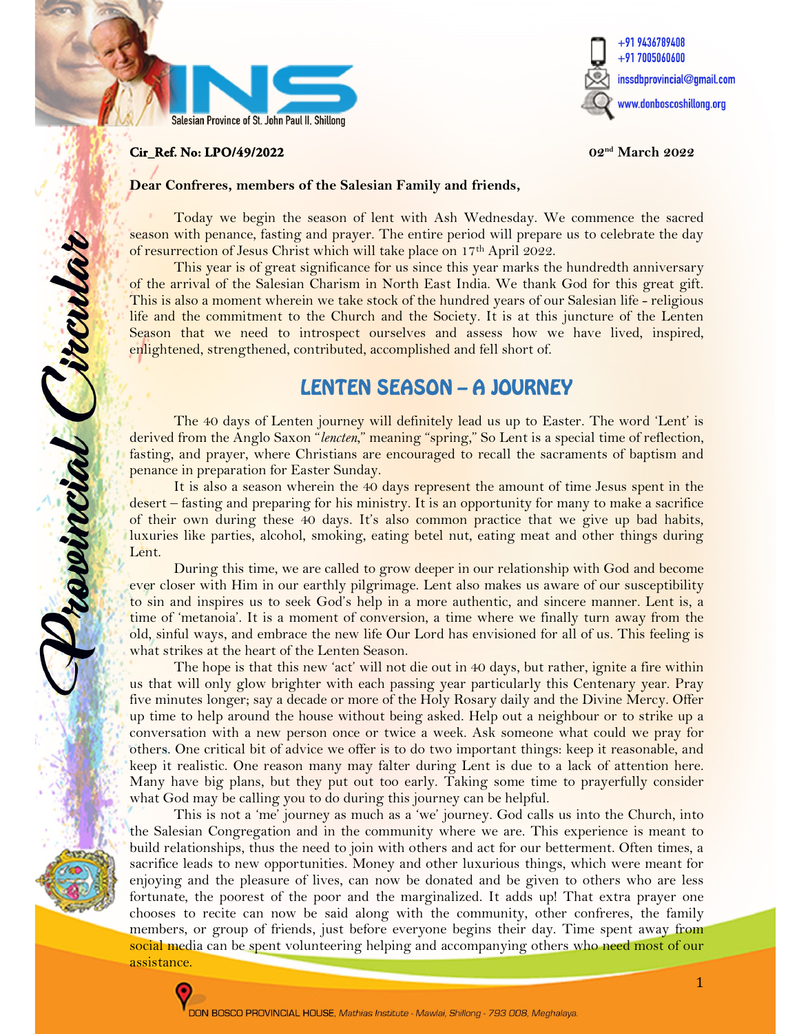INS
Salesian Province of St. John Paul II, Shillong

+91 9436789408
+91 7005060600
inssdbprovincial@gmail.com
www.donboscoshillong.org

Provincial Circular

**Cir_Ref. No: LPO/49/2022** **02nd March 2022**

**Dear Confreres, members of the Salesian Family and friends,**

Today we begin the season of lent with Ash Wednesday. We commence the sacred season with penance, fasting and prayer. The entire period will prepare us to celebrate the day of resurrection of Jesus Christ which will take place on 17th April 2022.

This year is of great significance for us since this year marks the hundredth anniversary of the arrival of the Salesian Charism in North East India. We thank God for this great gift. This is also a moment wherein we take stock of the hundred years of our Salesian life - religious life and the commitment to the Church and the Society. It is at this juncture of the Lenten Season that we need to introspect ourselves and assess how we have lived, inspired, enlightened, strengthened, contributed, accomplished and fell short of.

## LENTEN SEASON – A JOURNEY

The 40 days of Lenten journey will definitely lead us up to Easter. The word 'Lent' is derived from the Anglo Saxon "*lencten*," meaning "spring," So Lent is a special time of reflection, fasting, and prayer, where Christians are encouraged to recall the sacraments of baptism and penance in preparation for Easter Sunday.

It is also a season wherein the 40 days represent the amount of time Jesus spent in the desert – fasting and preparing for his ministry. It is an opportunity for many to make a sacrifice of their own during these 40 days. It's also common practice that we give up bad habits, luxuries like parties, alcohol, smoking, eating betel nut, eating meat and other things during Lent.

During this time, we are called to grow deeper in our relationship with God and become ever closer with Him in our earthly pilgrimage. Lent also makes us aware of our susceptibility to sin and inspires us to seek God's help in a more authentic, and sincere manner. Lent is, a time of 'metanoia'. It is a moment of conversion, a time where we finally turn away from the old, sinful ways, and embrace the new life Our Lord has envisioned for all of us. This feeling is what strikes at the heart of the Lenten Season.

The hope is that this new 'act' will not die out in 40 days, but rather, ignite a fire within us that will only glow brighter with each passing year particularly this Centenary year. Pray five minutes longer; say a decade or more of the Holy Rosary daily and the Divine Mercy. Offer up time to help around the house without being asked. Help out a neighbour or to strike up a conversation with a new person once or twice a week. Ask someone what could we pray for others. One critical bit of advice we offer is to do two important things: keep it reasonable, and keep it realistic. One reason many may falter during Lent is due to a lack of attention here. Many have big plans, but they put out too early. Taking some time to prayerfully consider what God may be calling you to do during this journey can be helpful.

This is not a 'me' journey as much as a 'we' journey. God calls us into the Church, into the Salesian Congregation and in the community where we are. This experience is meant to build relationships, thus the need to join with others and act for our betterment. Often times, a sacrifice leads to new opportunities. Money and other luxurious things, which were meant for enjoying and the pleasure of lives, can now be donated and be given to others who are less fortunate, the poorest of the poor and the marginalized. It adds up! That extra prayer one chooses to recite can now be said along with the community, other confreres, the family members, or group of friends, just before everyone begins their day. Time spent away from social media can be spent volunteering helping and accompanying others who need most of our assistance.

DON BOSCO PROVINCIAL HOUSE, *Mathias Institute - Mawlai, Shillong - 793 008, Meghalaya.*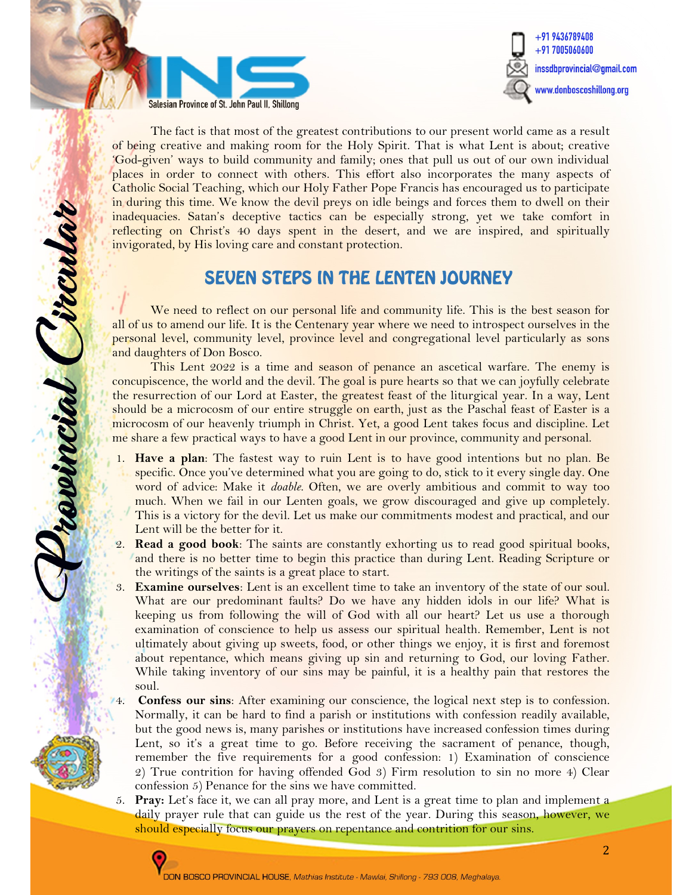The fact is that most of the greatest contributions to our present world came as a result of being creative and making room for the Holy Spirit. That is what Lent is about; creative 'God-given' ways to build community and family; ones that pull us out of our own individual places in order to connect with others. This effort also incorporates the many aspects of Catholic Social Teaching, which our Holy Father Pope Francis has encouraged us to participate in during this time. We know the devil preys on idle beings and forces them to dwell on their inadequacies. Satan's deceptive tactics can be especially strong, yet we take comfort in reflecting on Christ's 40 days spent in the desert, and we are inspired, and spiritually invigorated, by His loving care and constant protection.

## SEVEN STEPS IN THE LENTEN JOURNEY

We need to reflect on our personal life and community life. This is the best season for all of us to amend our life. It is the Centenary year where we need to introspect ourselves in the personal level, community level, province level and congregational level particularly as sons and daughters of Don Bosco.

This Lent 2022 is a time and season of penance an ascetical warfare. The enemy is concupiscence, the world and the devil. The goal is pure hearts so that we can joyfully celebrate the resurrection of our Lord at Easter, the greatest feast of the liturgical year. In a way, Lent should be a microcosm of our entire struggle on earth, just as the Paschal feast of Easter is a microcosm of our heavenly triumph in Christ. Yet, a good Lent takes focus and discipline. Let me share a few practical ways to have a good Lent in our province, community and personal.

1. **Have a plan**: The fastest way to ruin Lent is to have good intentions but no plan. Be specific. Once you've determined what you are going to do, stick to it every single day. One word of advice: Make it *doable*. Often, we are overly ambitious and commit to way too much. When we fail in our Lenten goals, we grow discouraged and give up completely. This is a victory for the devil. Let us make our commitments modest and practical, and our Lent will be the better for it.
2. **Read a good book**: The saints are constantly exhorting us to read good spiritual books, and there is no better time to begin this practice than during Lent. Reading Scripture or the writings of the saints is a great place to start.
3. **Examine ourselves**: Lent is an excellent time to take an inventory of the state of our soul. What are our predominant faults? Do we have any hidden idols in our life? What is keeping us from following the will of God with all our heart? Let us use a thorough examination of conscience to help us assess our spiritual health. Remember, Lent is not ultimately about giving up sweets, food, or other things we enjoy, it is first and foremost about repentance, which means giving up sin and returning to God, our loving Father. While taking inventory of our sins may be painful, it is a healthy pain that restores the soul.
4. **Confess our sins**: After examining our conscience, the logical next step is to confession. Normally, it can be hard to find a parish or institutions with confession readily available, but the good news is, many parishes or institutions have increased confession times during Lent, so it's a great time to go. Before receiving the sacrament of penance, though, remember the five requirements for a good confession: 1) Examination of conscience 2) True contrition for having offended God 3) Firm resolution to sin no more 4) Clear confession 5) Penance for the sins we have committed.
5. **Pray:** Let's face it, we can all pray more, and Lent is a great time to plan and implement a daily prayer rule that can guide us the rest of the year. During this season, however, we should especially focus our prayers on repentance and contrition for our sins.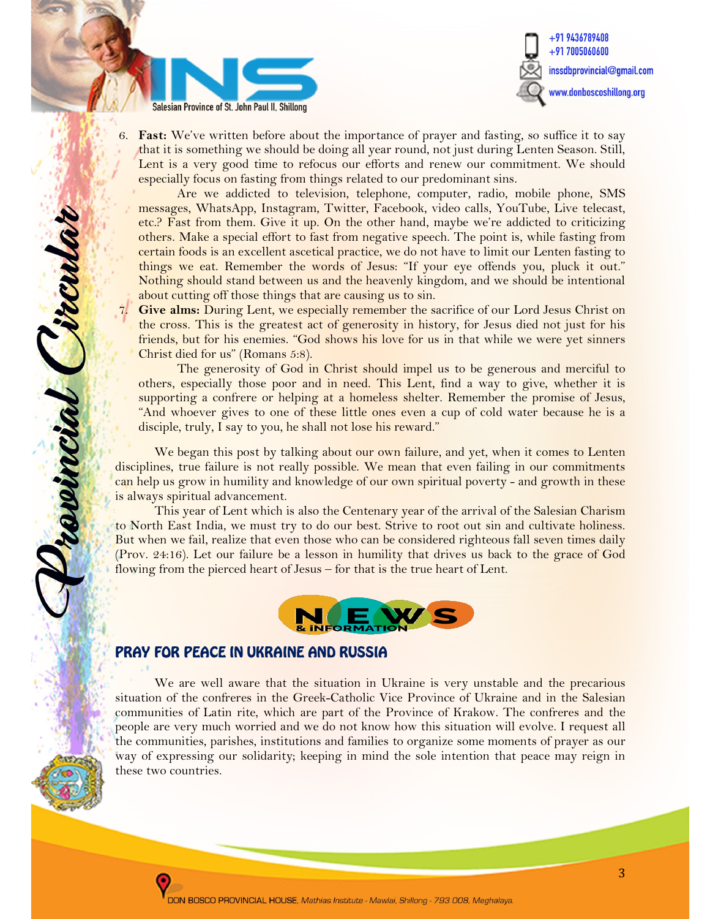6. **Fast:** We've written before about the importance of prayer and fasting, so suffice it to say that it is something we should be doing all year round, not just during Lenten Season. Still, Lent is a very good time to refocus our efforts and renew our commitment. We should especially focus on fasting from things related to our predominant sins.

   Are we addicted to television, telephone, computer, radio, mobile phone, SMS messages, WhatsApp, Instagram, Twitter, Facebook, video calls, YouTube, Live telecast, etc.? Fast from them. Give it up. On the other hand, maybe we're addicted to criticizing others. Make a special effort to fast from negative speech. The point is, while fasting from certain foods is an excellent ascetical practice, we do not have to limit our Lenten fasting to things we eat. Remember the words of Jesus: "If your eye offends you, pluck it out." Nothing should stand between us and the heavenly kingdom, and we should be intentional about cutting off those things that are causing us to sin.

7. **Give alms:** During Lent, we especially remember the sacrifice of our Lord Jesus Christ on the cross. This is the greatest act of generosity in history, for Jesus died not just for his friends, but for his enemies. "God shows his love for us in that while we were yet sinners Christ died for us" (Romans 5:8).

   The generosity of God in Christ should impel us to be generous and merciful to others, especially those poor and in need. This Lent, find a way to give, whether it is supporting a confrere or helping at a homeless shelter. Remember the promise of Jesus, "And whoever gives to one of these little ones even a cup of cold water because he is a disciple, truly, I say to you, he shall not lose his reward."

We began this post by talking about our own failure, and yet, when it comes to Lenten disciplines, true failure is not really possible. We mean that even failing in our commitments can help us grow in humility and knowledge of our own spiritual poverty - and growth in these is always spiritual advancement.

This year of Lent which is also the Centenary year of the arrival of the Salesian Charism to North East India, we must try to do our best. Strive to root out sin and cultivate holiness. But when we fail, realize that even those who can be considered righteous fall seven times daily (Prov. 24:16). Let our failure be a lesson in humility that drives us back to the grace of God flowing from the pierced heart of Jesus – for that is the true heart of Lent.

NEWS & INFORMATION

## PRAY FOR PEACE IN UKRAINE AND RUSSIA

We are well aware that the situation in Ukraine is very unstable and the precarious situation of the confreres in the Greek-Catholic Vice Province of Ukraine and in the Salesian communities of Latin rite, which are part of the Province of Krakow. The confreres and the people are very much worried and we do not know how this situation will evolve. I request all the communities, parishes, institutions and families to organize some moments of prayer as our way of expressing our solidarity; keeping in mind the sole intention that peace may reign in these two countries.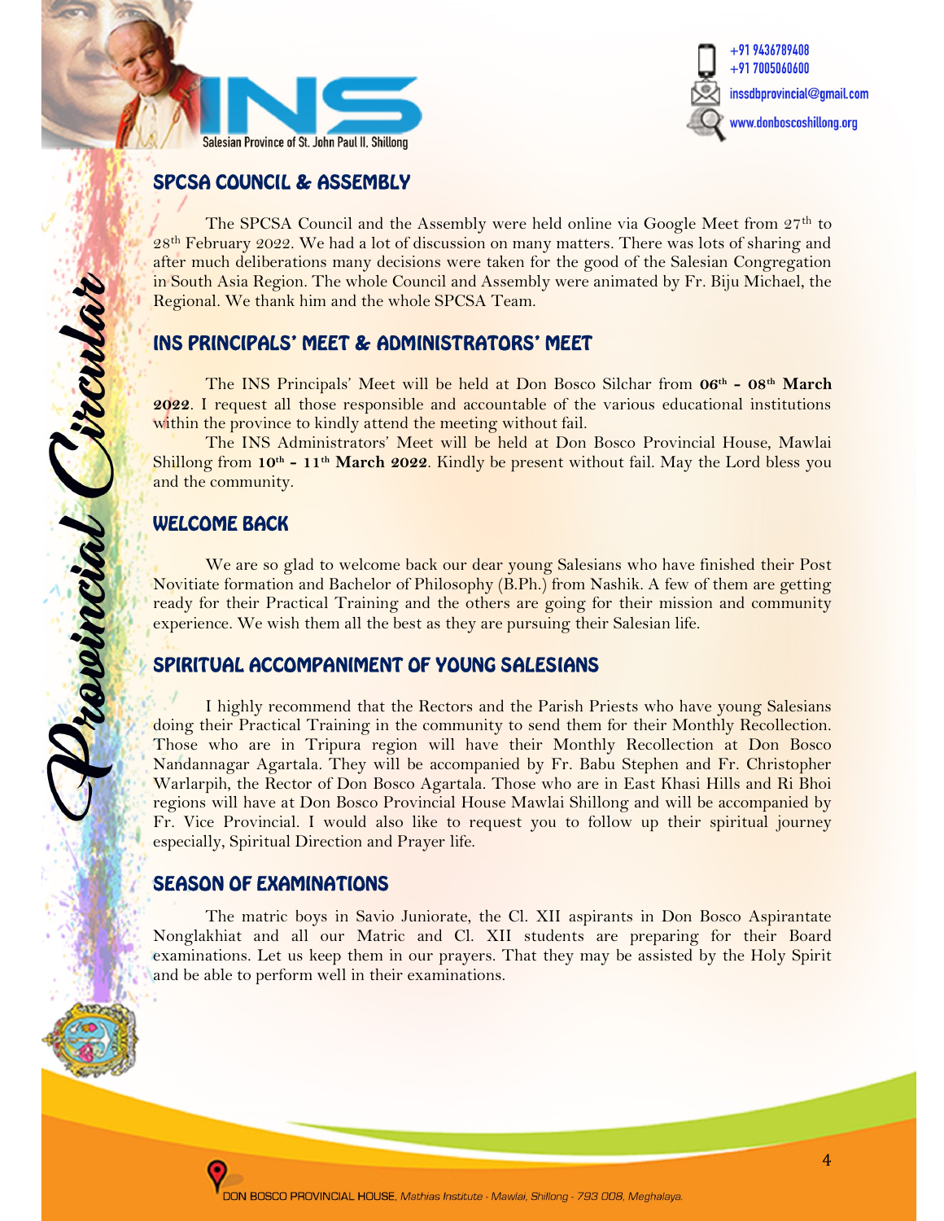## SPCSA COUNCIL & ASSEMBLY

The SPCSA Council and the Assembly were held online via Google Meet from 27th to 28th February 2022. We had a lot of discussion on many matters. There was lots of sharing and after much deliberations many decisions were taken for the good of the Salesian Congregation in South Asia Region. The whole Council and Assembly were animated by Fr. Biju Michael, the Regional. We thank him and the whole SPCSA Team.

## INS PRINCIPALS' MEET & ADMINISTRATORS' MEET

The INS Principals' Meet will be held at Don Bosco Silchar from **06th - 08th March 2022**. I request all those responsible and accountable of the various educational institutions within the province to kindly attend the meeting without fail.

The INS Administrators' Meet will be held at Don Bosco Provincial House, Mawlai Shillong from **10th - 11th March 2022**. Kindly be present without fail. May the Lord bless you and the community.

## WELCOME BACK

We are so glad to welcome back our dear young Salesians who have finished their Post Novitiate formation and Bachelor of Philosophy (B.Ph.) from Nashik. A few of them are getting ready for their Practical Training and the others are going for their mission and community experience. We wish them all the best as they are pursuing their Salesian life.

## SPIRITUAL ACCOMPANIMENT OF YOUNG SALESIANS

I highly recommend that the Rectors and the Parish Priests who have young Salesians doing their Practical Training in the community to send them for their Monthly Recollection. Those who are in Tripura region will have their Monthly Recollection at Don Bosco Nandannagar Agartala. They will be accompanied by Fr. Babu Stephen and Fr. Christopher Warlarpih, the Rector of Don Bosco Agartala. Those who are in East Khasi Hills and Ri Bhoi regions will have at Don Bosco Provincial House Mawlai Shillong and will be accompanied by Fr. Vice Provincial. I would also like to request you to follow up their spiritual journey especially, Spiritual Direction and Prayer life.

## SEASON OF EXAMINATIONS

The matric boys in Savio Juniorate, the Cl. XII aspirants in Don Bosco Aspirantate Nonglakhiat and all our Matric and Cl. XII students are preparing for their Board examinations. Let us keep them in our prayers. That they may be assisted by the Holy Spirit and be able to perform well in their examinations.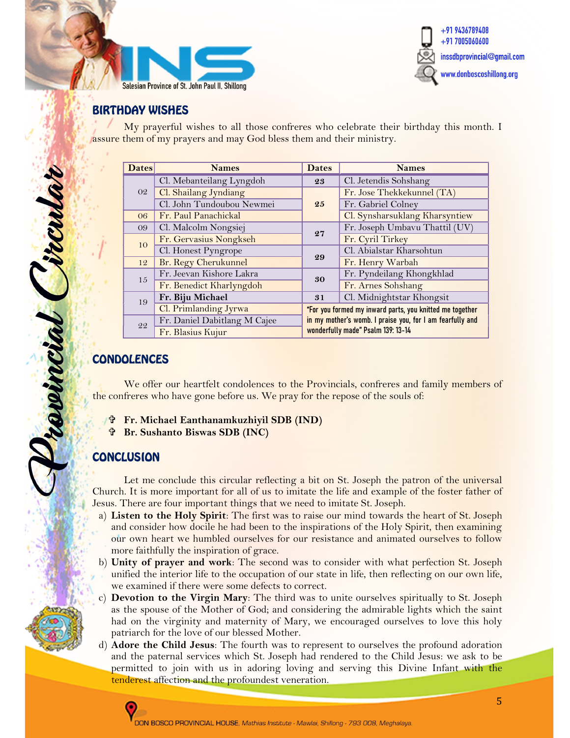## BIRTHDAY WISHES

My prayerful wishes to all those confreres who celebrate their birthday this month. I assure them of my prayers and may God bless them and their ministry.

| Dates | Names | Dates | Names |
|---|---|---|---|
| 02 | Cl. Mebanteilang Lyngdoh | 23 | Cl. Jetendis Sohshang |
| | Cl. Shailang Jyndiang | 25 | Fr. Jose Thekkekunnel (TA) |
| | Cl. John Tundoubou Newmei | | Fr. Gabriel Colney |
| 06 | Fr. Paul Panachickal | | Cl. Synsharsuklang Kharsyntiew |
| 09 | Cl. Malcolm Nongsiej | 27 | Fr. Joseph Umbavu Thattil (UV) |
| 10 | Fr. Gervasius Nongkseh | | Fr. Cyril Tirkey |
| | Cl. Honest Pyngrope | 29 | Cl. Abialstar Kharsohtun |
| 12 | Br. Regy Cherukunnel | | Fr. Henry Warbah |
| 15 | Fr. Jeevan Kishore Lakra | 30 | Fr. Pyndeilang Khongkhlad |
| | Fr. Benedict Kharlyngdoh | | Fr. Arnes Sohshang |
| 19 | **Fr. Biju Michael** | 31 | Cl. Midnightstar Khongsit |
| | Cl. Primlanding Jyrwa | "For you formed my inward parts, you knitted me together in my mother's womb. I praise you, for I am fearfully and wonderfully made" Psalm 139: 13-14 | |
| 22 | Fr. Daniel Dabitlang M Cajee | | |
| | Fr. Blasius Kujur | | |

## CONDOLENCES

We offer our heartfelt condolences to the Provincials, confreres and family members of the confreres who have gone before us. We pray for the repose of the souls of:

- ✞ **Fr. Michael Eanthanamkuzhiyil SDB (IND)**
- ✞ **Br. Sushanto Biswas SDB (INC)**

## CONCLUSION

Let me conclude this circular reflecting a bit on St. Joseph the patron of the universal Church. It is more important for all of us to imitate the life and example of the foster father of Jesus. There are four important things that we need to imitate St. Joseph.

a) **Listen to the Holy Spirit**: The first was to raise our mind towards the heart of St. Joseph and consider how docile he had been to the inspirations of the Holy Spirit, then examining our own heart we humbled ourselves for our resistance and animated ourselves to follow more faithfully the inspiration of grace.

b) **Unity of prayer and work**: The second was to consider with what perfection St. Joseph unified the interior life to the occupation of our state in life, then reflecting on our own life, we examined if there were some defects to correct.

c) **Devotion to the Virgin Mary**: The third was to unite ourselves spiritually to St. Joseph as the spouse of the Mother of God; and considering the admirable lights which the saint had on the virginity and maternity of Mary, we encouraged ourselves to love this holy patriarch for the love of our blessed Mother.

d) **Adore the Child Jesus**: The fourth was to represent to ourselves the profound adoration and the paternal services which St. Joseph had rendered to the Child Jesus: we ask to be permitted to join with us in adoring loving and serving this Divine Infant with the tenderest affection and the profoundest veneration.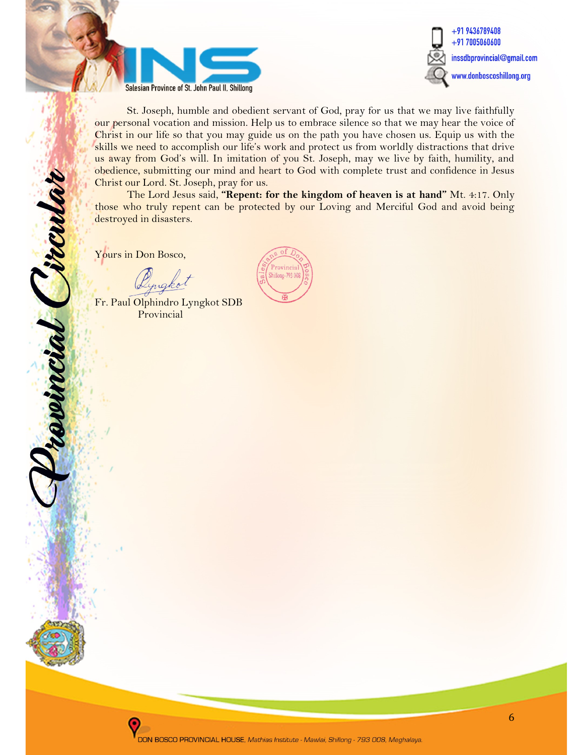St. Joseph, humble and obedient servant of God, pray for us that we may live faithfully our personal vocation and mission. Help us to embrace silence so that we may hear the voice of Christ in our life so that you may guide us on the path you have chosen us. Equip us with the skills we need to accomplish our life's work and protect us from worldly distractions that drive us away from God's will. In imitation of you St. Joseph, may we live by faith, humility, and obedience, submitting our mind and heart to God with complete trust and confidence in Jesus Christ our Lord. St. Joseph, pray for us.

The Lord Jesus said, **"Repent: for the kingdom of heaven is at hand"** Mt. 4:17. Only those who truly repent can be protected by our Loving and Merciful God and avoid being destroyed in disasters.

Yours in Don Bosco,

Fr. Paul Olphindro Lyngkot SDB
Provincial